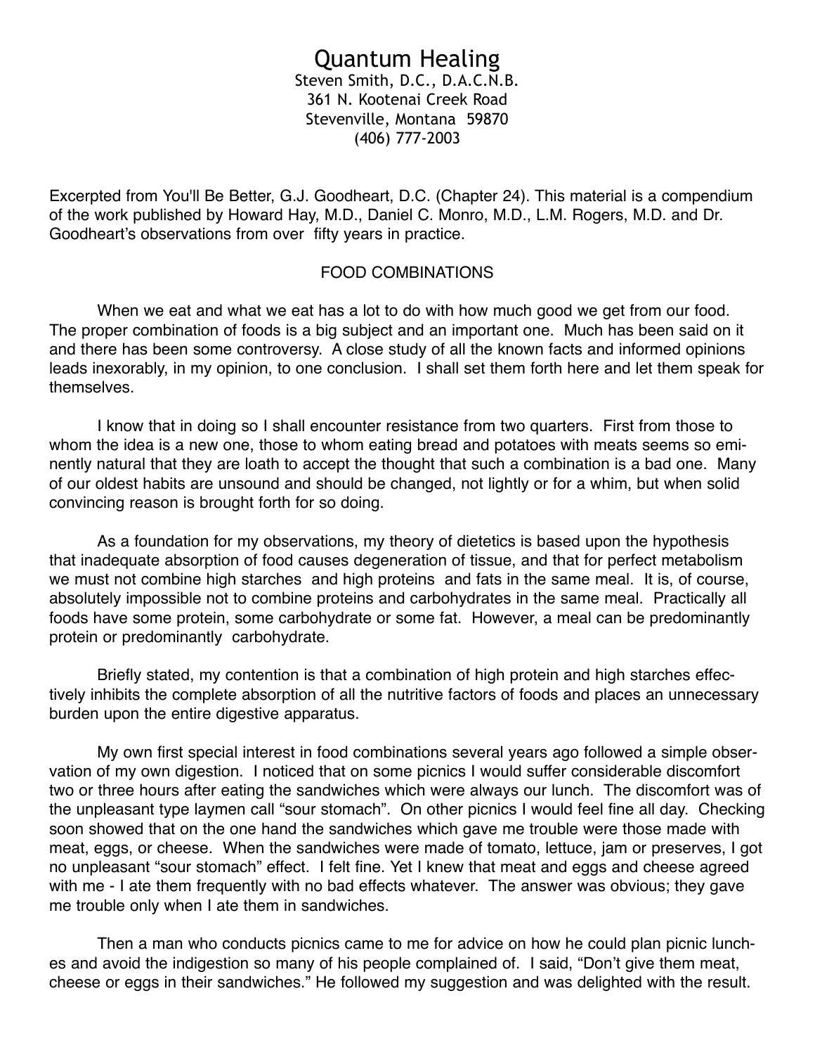# Quantum Healing

Steven Smith, D.C., D.A.C.N.B.
361 N. Kootenai Creek Road
Stevenville, Montana 59870
(406) 777-2003

Excerpted from You'll Be Better, G.J. Goodheart, D.C. (Chapter 24). This material is a compendium of the work published by Howard Hay, M.D., Daniel C. Monro, M.D., L.M. Rogers, M.D. and Dr. Goodheart's observations from over fifty years in practice.

## FOOD COMBINATIONS

When we eat and what we eat has a lot to do with how much good we get from our food. The proper combination of foods is a big subject and an important one. Much has been said on it and there has been some controversy. A close study of all the known facts and informed opinions leads inexorably, in my opinion, to one conclusion. I shall set them forth here and let them speak for themselves.

I know that in doing so I shall encounter resistance from two quarters. First from those to whom the idea is a new one, those to whom eating bread and potatoes with meats seems so eminently natural that they are loath to accept the thought that such a combination is a bad one. Many of our oldest habits are unsound and should be changed, not lightly or for a whim, but when solid convincing reason is brought forth for so doing.

As a foundation for my observations, my theory of dietetics is based upon the hypothesis that inadequate absorption of food causes degeneration of tissue, and that for perfect metabolism we must not combine high starches and high proteins and fats in the same meal. It is, of course, absolutely impossible not to combine proteins and carbohydrates in the same meal. Practically all foods have some protein, some carbohydrate or some fat. However, a meal can be predominantly protein or predominantly carbohydrate.

Briefly stated, my contention is that a combination of high protein and high starches effectively inhibits the complete absorption of all the nutritive factors of foods and places an unnecessary burden upon the entire digestive apparatus.

My own first special interest in food combinations several years ago followed a simple observation of my own digestion. I noticed that on some picnics I would suffer considerable discomfort two or three hours after eating the sandwiches which were always our lunch. The discomfort was of the unpleasant type laymen call "sour stomach". On other picnics I would feel fine all day. Checking soon showed that on the one hand the sandwiches which gave me trouble were those made with meat, eggs, or cheese. When the sandwiches were made of tomato, lettuce, jam or preserves, I got no unpleasant "sour stomach" effect. I felt fine. Yet I knew that meat and eggs and cheese agreed with me - I ate them frequently with no bad effects whatever. The answer was obvious; they gave me trouble only when I ate them in sandwiches.

Then a man who conducts picnics came to me for advice on how he could plan picnic lunches and avoid the indigestion so many of his people complained of. I said, "Don't give them meat, cheese or eggs in their sandwiches." He followed my suggestion and was delighted with the result.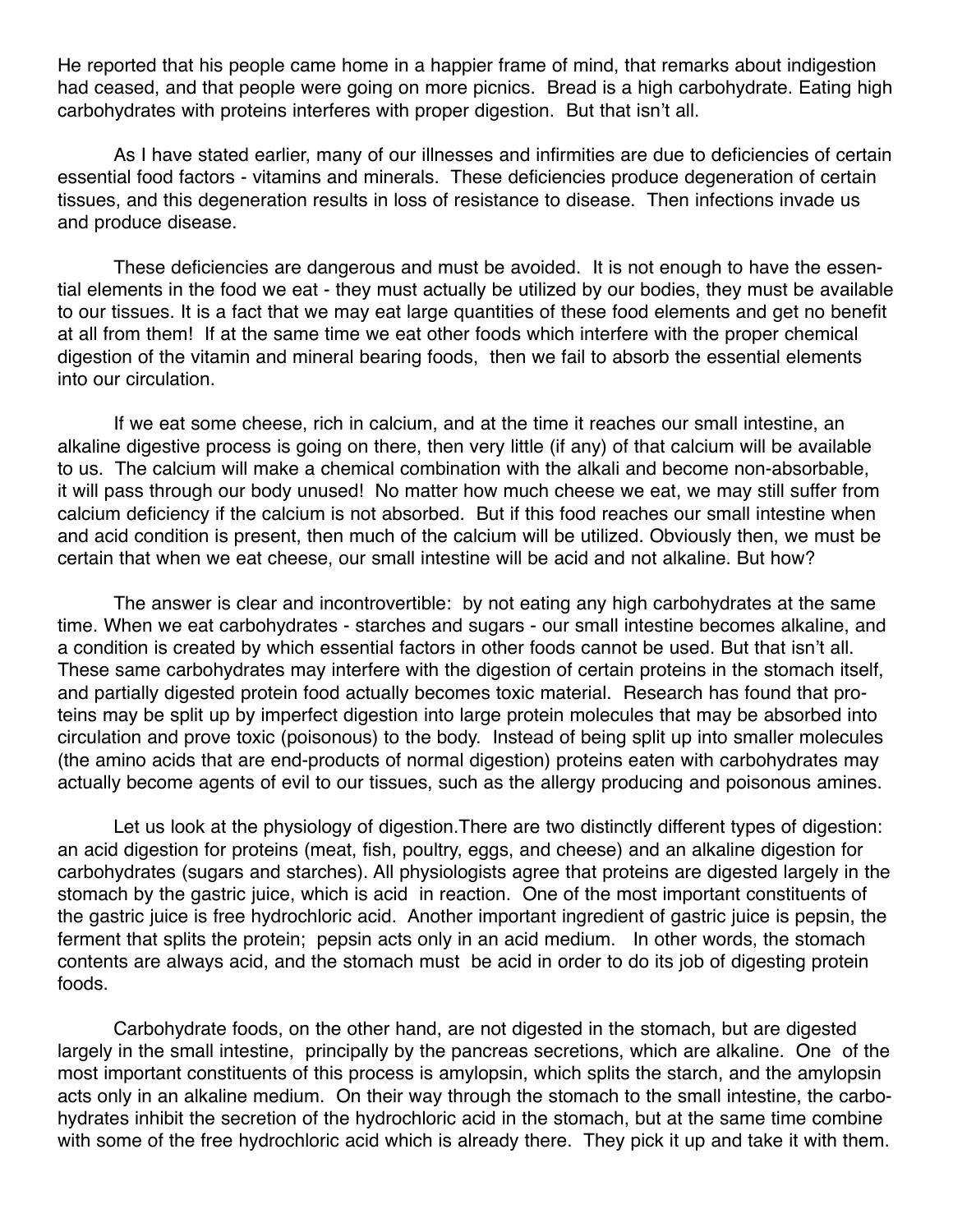He reported that his people came home in a happier frame of mind, that remarks about indigestion had ceased, and that people were going on more picnics. Bread is a high carbohydrate. Eating high carbohydrates with proteins interferes with proper digestion. But that isn't all.

As I have stated earlier, many of our illnesses and infirmities are due to deficiencies of certain essential food factors - vitamins and minerals. These deficiencies produce degeneration of certain tissues, and this degeneration results in loss of resistance to disease. Then infections invade us and produce disease.

These deficiencies are dangerous and must be avoided. It is not enough to have the essential elements in the food we eat - they must actually be utilized by our bodies, they must be available to our tissues. It is a fact that we may eat large quantities of these food elements and get no benefit at all from them! If at the same time we eat other foods which interfere with the proper chemical digestion of the vitamin and mineral bearing foods, then we fail to absorb the essential elements into our circulation.

If we eat some cheese, rich in calcium, and at the time it reaches our small intestine, an alkaline digestive process is going on there, then very little (if any) of that calcium will be available to us. The calcium will make a chemical combination with the alkali and become non-absorbable, it will pass through our body unused! No matter how much cheese we eat, we may still suffer from calcium deficiency if the calcium is not absorbed. But if this food reaches our small intestine when and acid condition is present, then much of the calcium will be utilized. Obviously then, we must be certain that when we eat cheese, our small intestine will be acid and not alkaline. But how?

The answer is clear and incontrovertible: by not eating any high carbohydrates at the same time. When we eat carbohydrates - starches and sugars - our small intestine becomes alkaline, and a condition is created by which essential factors in other foods cannot be used. But that isn't all. These same carbohydrates may interfere with the digestion of certain proteins in the stomach itself, and partially digested protein food actually becomes toxic material. Research has found that proteins may be split up by imperfect digestion into large protein molecules that may be absorbed into circulation and prove toxic (poisonous) to the body. Instead of being split up into smaller molecules (the amino acids that are end-products of normal digestion) proteins eaten with carbohydrates may actually become agents of evil to our tissues, such as the allergy producing and poisonous amines.

Let us look at the physiology of digestion.There are two distinctly different types of digestion: an acid digestion for proteins (meat, fish, poultry, eggs, and cheese) and an alkaline digestion for carbohydrates (sugars and starches). All physiologists agree that proteins are digested largely in the stomach by the gastric juice, which is acid in reaction. One of the most important constituents of the gastric juice is free hydrochloric acid. Another important ingredient of gastric juice is pepsin, the ferment that splits the protein; pepsin acts only in an acid medium. In other words, the stomach contents are always acid, and the stomach must be acid in order to do its job of digesting protein foods.

Carbohydrate foods, on the other hand, are not digested in the stomach, but are digested largely in the small intestine, principally by the pancreas secretions, which are alkaline. One of the most important constituents of this process is amylopsin, which splits the starch, and the amylopsin acts only in an alkaline medium. On their way through the stomach to the small intestine, the carbohydrates inhibit the secretion of the hydrochloric acid in the stomach, but at the same time combine with some of the free hydrochloric acid which is already there. They pick it up and take it with them.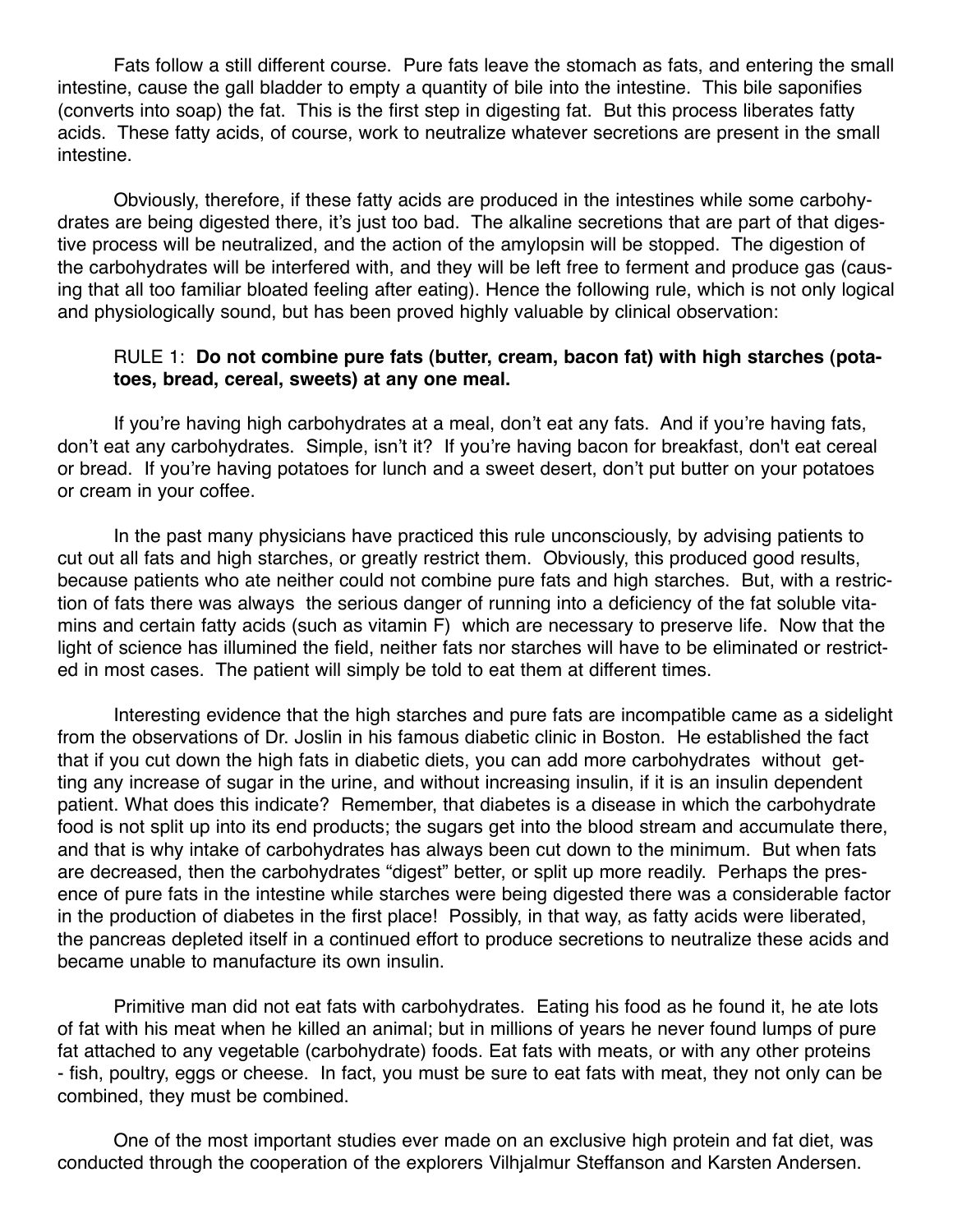Fats follow a still different course. Pure fats leave the stomach as fats, and entering the small intestine, cause the gall bladder to empty a quantity of bile into the intestine. This bile saponifies (converts into soap) the fat. This is the first step in digesting fat. But this process liberates fatty acids. These fatty acids, of course, work to neutralize whatever secretions are present in the small intestine.

Obviously, therefore, if these fatty acids are produced in the intestines while some carbohydrates are being digested there, it's just too bad. The alkaline secretions that are part of that digestive process will be neutralized, and the action of the amylopsin will be stopped. The digestion of the carbohydrates will be interfered with, and they will be left free to ferment and produce gas (causing that all too familiar bloated feeling after eating). Hence the following rule, which is not only logical and physiologically sound, but has been proved highly valuable by clinical observation:

RULE 1: **Do not combine pure fats (butter, cream, bacon fat) with high starches (potatoes, bread, cereal, sweets) at any one meal.**

If you're having high carbohydrates at a meal, don't eat any fats. And if you're having fats, don't eat any carbohydrates. Simple, isn't it? If you're having bacon for breakfast, don't eat cereal or bread. If you're having potatoes for lunch and a sweet desert, don't put butter on your potatoes or cream in your coffee.

In the past many physicians have practiced this rule unconsciously, by advising patients to cut out all fats and high starches, or greatly restrict them. Obviously, this produced good results, because patients who ate neither could not combine pure fats and high starches. But, with a restriction of fats there was always the serious danger of running into a deficiency of the fat soluble vitamins and certain fatty acids (such as vitamin F) which are necessary to preserve life. Now that the light of science has illumined the field, neither fats nor starches will have to be eliminated or restricted in most cases. The patient will simply be told to eat them at different times.

Interesting evidence that the high starches and pure fats are incompatible came as a sidelight from the observations of Dr. Joslin in his famous diabetic clinic in Boston. He established the fact that if you cut down the high fats in diabetic diets, you can add more carbohydrates without getting any increase of sugar in the urine, and without increasing insulin, if it is an insulin dependent patient. What does this indicate? Remember, that diabetes is a disease in which the carbohydrate food is not split up into its end products; the sugars get into the blood stream and accumulate there, and that is why intake of carbohydrates has always been cut down to the minimum. But when fats are decreased, then the carbohydrates "digest" better, or split up more readily. Perhaps the presence of pure fats in the intestine while starches were being digested there was a considerable factor in the production of diabetes in the first place! Possibly, in that way, as fatty acids were liberated, the pancreas depleted itself in a continued effort to produce secretions to neutralize these acids and became unable to manufacture its own insulin.

Primitive man did not eat fats with carbohydrates. Eating his food as he found it, he ate lots of fat with his meat when he killed an animal; but in millions of years he never found lumps of pure fat attached to any vegetable (carbohydrate) foods. Eat fats with meats, or with any other proteins - fish, poultry, eggs or cheese. In fact, you must be sure to eat fats with meat, they not only can be combined, they must be combined.

One of the most important studies ever made on an exclusive high protein and fat diet, was conducted through the cooperation of the explorers Vilhjalmur Steffanson and Karsten Andersen.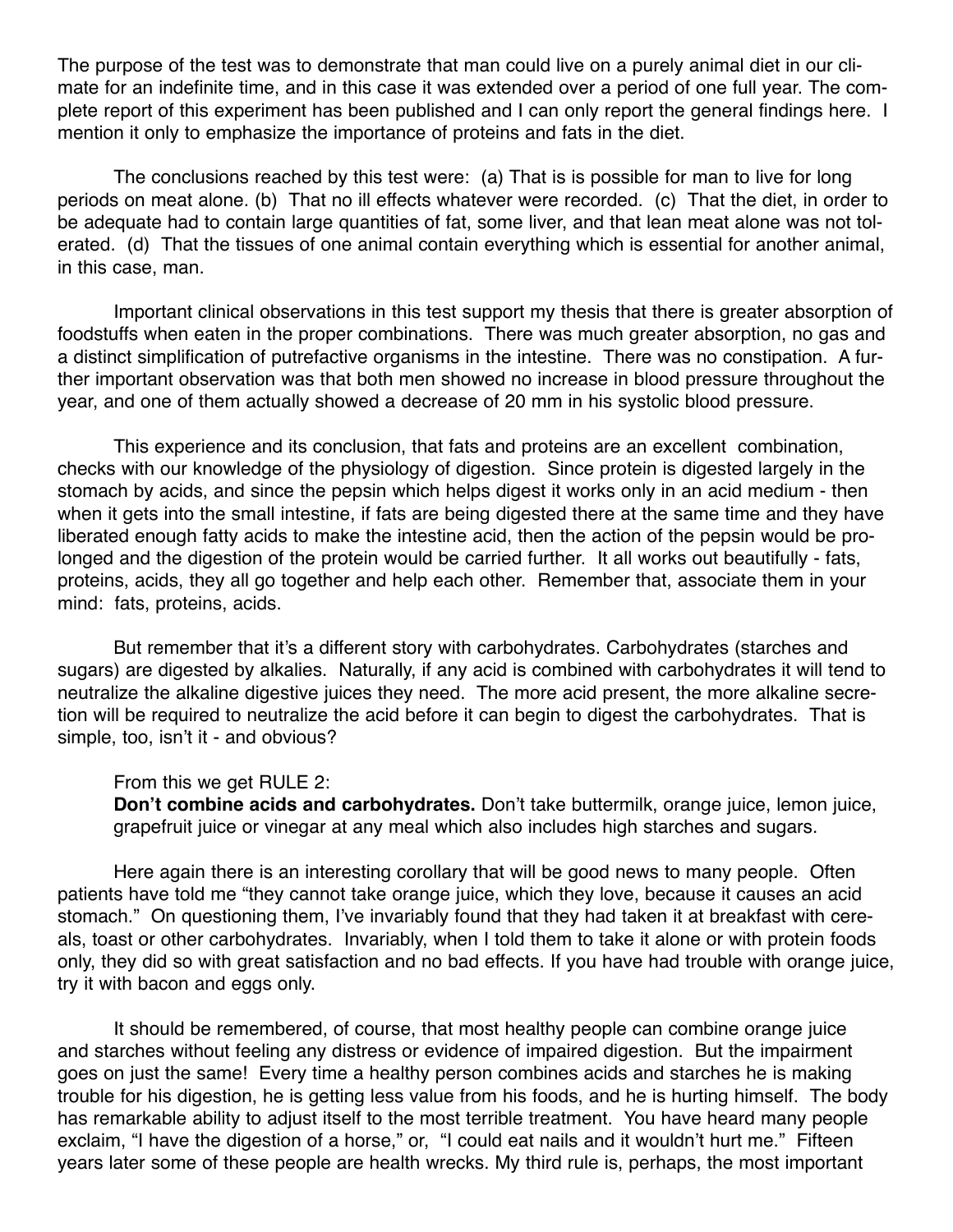The purpose of the test was to demonstrate that man could live on a purely animal diet in our climate for an indefinite time, and in this case it was extended over a period of one full year. The complete report of this experiment has been published and I can only report the general findings here. I mention it only to emphasize the importance of proteins and fats in the diet.

The conclusions reached by this test were: (a) That is is possible for man to live for long periods on meat alone. (b) That no ill effects whatever were recorded. (c) That the diet, in order to be adequate had to contain large quantities of fat, some liver, and that lean meat alone was not tolerated. (d) That the tissues of one animal contain everything which is essential for another animal, in this case, man.

Important clinical observations in this test support my thesis that there is greater absorption of foodstuffs when eaten in the proper combinations. There was much greater absorption, no gas and a distinct simplification of putrefactive organisms in the intestine. There was no constipation. A further important observation was that both men showed no increase in blood pressure throughout the year, and one of them actually showed a decrease of 20 mm in his systolic blood pressure.

This experience and its conclusion, that fats and proteins are an excellent combination, checks with our knowledge of the physiology of digestion. Since protein is digested largely in the stomach by acids, and since the pepsin which helps digest it works only in an acid medium - then when it gets into the small intestine, if fats are being digested there at the same time and they have liberated enough fatty acids to make the intestine acid, then the action of the pepsin would be prolonged and the digestion of the protein would be carried further. It all works out beautifully - fats, proteins, acids, they all go together and help each other. Remember that, associate them in your mind: fats, proteins, acids.

But remember that it's a different story with carbohydrates. Carbohydrates (starches and sugars) are digested by alkalies. Naturally, if any acid is combined with carbohydrates it will tend to neutralize the alkaline digestive juices they need. The more acid present, the more alkaline secretion will be required to neutralize the acid before it can begin to digest the carbohydrates. That is simple, too, isn't it - and obvious?

From this we get RULE 2:

**Don't combine acids and carbohydrates.** Don't take buttermilk, orange juice, lemon juice, grapefruit juice or vinegar at any meal which also includes high starches and sugars.

Here again there is an interesting corollary that will be good news to many people. Often patients have told me "they cannot take orange juice, which they love, because it causes an acid stomach." On questioning them, I've invariably found that they had taken it at breakfast with cereals, toast or other carbohydrates. Invariably, when I told them to take it alone or with protein foods only, they did so with great satisfaction and no bad effects. If you have had trouble with orange juice, try it with bacon and eggs only.

It should be remembered, of course, that most healthy people can combine orange juice and starches without feeling any distress or evidence of impaired digestion. But the impairment goes on just the same! Every time a healthy person combines acids and starches he is making trouble for his digestion, he is getting less value from his foods, and he is hurting himself. The body has remarkable ability to adjust itself to the most terrible treatment. You have heard many people exclaim, "I have the digestion of a horse," or, "I could eat nails and it wouldn't hurt me." Fifteen years later some of these people are health wrecks. My third rule is, perhaps, the most important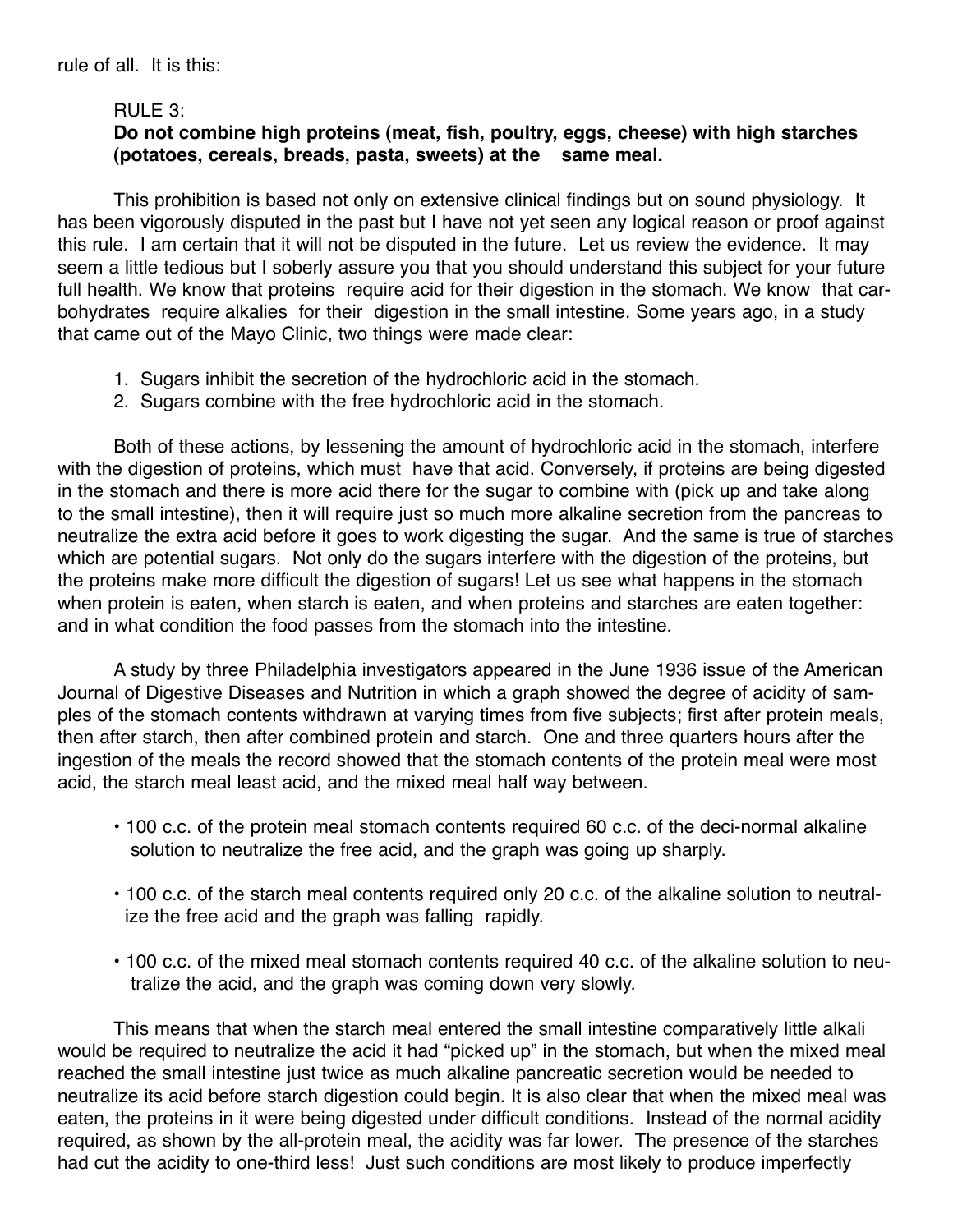rule of all. It is this:

RULE 3:
**Do not combine high proteins (meat, fish, poultry, eggs, cheese) with high starches (potatoes, cereals, breads, pasta, sweets) at the same meal.**

This prohibition is based not only on extensive clinical findings but on sound physiology. It has been vigorously disputed in the past but I have not yet seen any logical reason or proof against this rule. I am certain that it will not be disputed in the future. Let us review the evidence. It may seem a little tedious but I soberly assure you that you should understand this subject for your future full health. We know that proteins require acid for their digestion in the stomach. We know that carbohydrates require alkalies for their digestion in the small intestine. Some years ago, in a study that came out of the Mayo Clinic, two things were made clear:

1. Sugars inhibit the secretion of the hydrochloric acid in the stomach.
2. Sugars combine with the free hydrochloric acid in the stomach.

Both of these actions, by lessening the amount of hydrochloric acid in the stomach, interfere with the digestion of proteins, which must have that acid. Conversely, if proteins are being digested in the stomach and there is more acid there for the sugar to combine with (pick up and take along to the small intestine), then it will require just so much more alkaline secretion from the pancreas to neutralize the extra acid before it goes to work digesting the sugar. And the same is true of starches which are potential sugars. Not only do the sugars interfere with the digestion of the proteins, but the proteins make more difficult the digestion of sugars! Let us see what happens in the stomach when protein is eaten, when starch is eaten, and when proteins and starches are eaten together: and in what condition the food passes from the stomach into the intestine.

A study by three Philadelphia investigators appeared in the June 1936 issue of the American Journal of Digestive Diseases and Nutrition in which a graph showed the degree of acidity of samples of the stomach contents withdrawn at varying times from five subjects; first after protein meals, then after starch, then after combined protein and starch. One and three quarters hours after the ingestion of the meals the record showed that the stomach contents of the protein meal were most acid, the starch meal least acid, and the mixed meal half way between.

- 100 c.c. of the protein meal stomach contents required 60 c.c. of the deci-normal alkaline solution to neutralize the free acid, and the graph was going up sharply.

- 100 c.c. of the starch meal contents required only 20 c.c. of the alkaline solution to neutralize the free acid and the graph was falling rapidly.

- 100 c.c. of the mixed meal stomach contents required 40 c.c. of the alkaline solution to neutralize the acid, and the graph was coming down very slowly.

This means that when the starch meal entered the small intestine comparatively little alkali would be required to neutralize the acid it had "picked up" in the stomach, but when the mixed meal reached the small intestine just twice as much alkaline pancreatic secretion would be needed to neutralize its acid before starch digestion could begin. It is also clear that when the mixed meal was eaten, the proteins in it were being digested under difficult conditions. Instead of the normal acidity required, as shown by the all-protein meal, the acidity was far lower. The presence of the starches had cut the acidity to one-third less! Just such conditions are most likely to produce imperfectly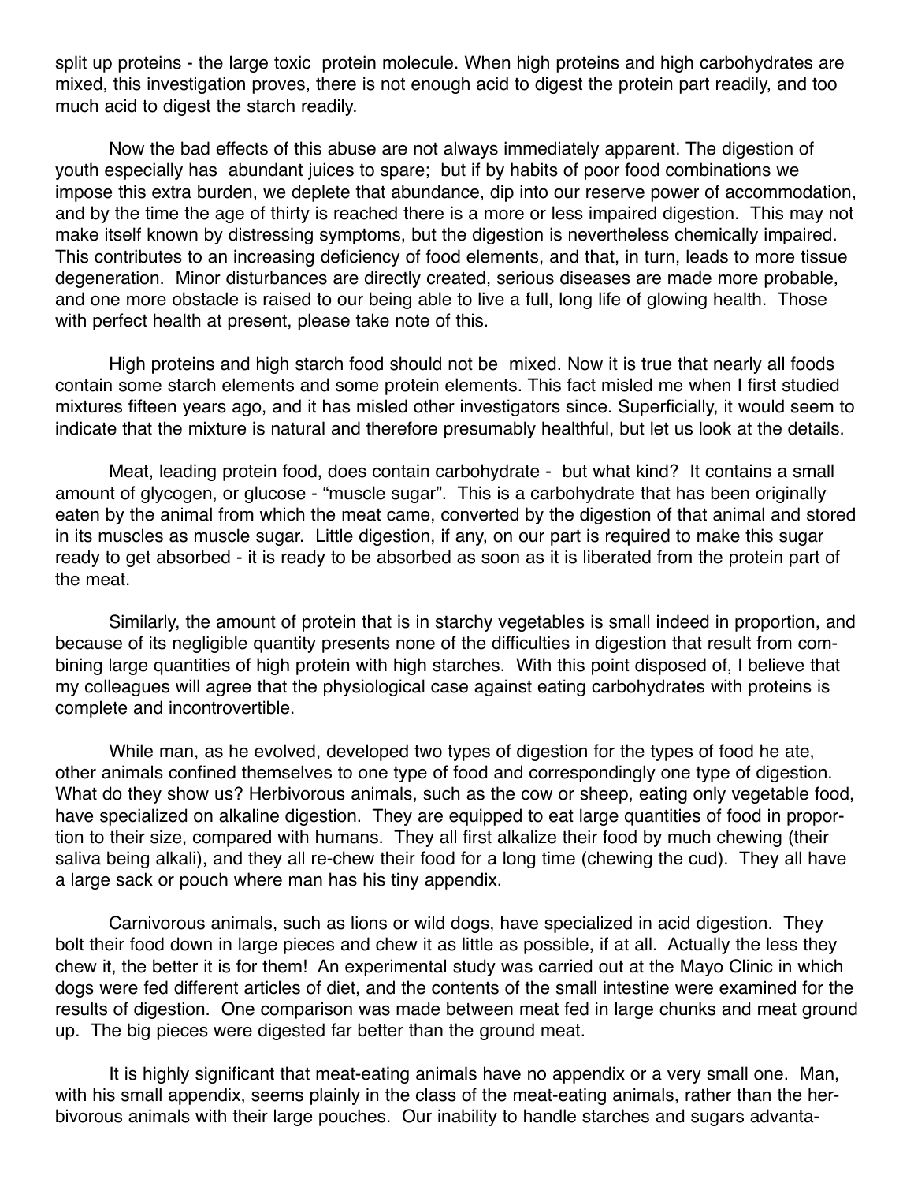split up proteins - the large toxic protein molecule. When high proteins and high carbohydrates are mixed, this investigation proves, there is not enough acid to digest the protein part readily, and too much acid to digest the starch readily.

Now the bad effects of this abuse are not always immediately apparent. The digestion of youth especially has abundant juices to spare; but if by habits of poor food combinations we impose this extra burden, we deplete that abundance, dip into our reserve power of accommodation, and by the time the age of thirty is reached there is a more or less impaired digestion. This may not make itself known by distressing symptoms, but the digestion is nevertheless chemically impaired. This contributes to an increasing deficiency of food elements, and that, in turn, leads to more tissue degeneration. Minor disturbances are directly created, serious diseases are made more probable, and one more obstacle is raised to our being able to live a full, long life of glowing health. Those with perfect health at present, please take note of this.

High proteins and high starch food should not be mixed. Now it is true that nearly all foods contain some starch elements and some protein elements. This fact misled me when I first studied mixtures fifteen years ago, and it has misled other investigators since. Superficially, it would seem to indicate that the mixture is natural and therefore presumably healthful, but let us look at the details.

Meat, leading protein food, does contain carbohydrate - but what kind? It contains a small amount of glycogen, or glucose - "muscle sugar". This is a carbohydrate that has been originally eaten by the animal from which the meat came, converted by the digestion of that animal and stored in its muscles as muscle sugar. Little digestion, if any, on our part is required to make this sugar ready to get absorbed - it is ready to be absorbed as soon as it is liberated from the protein part of the meat.

Similarly, the amount of protein that is in starchy vegetables is small indeed in proportion, and because of its negligible quantity presents none of the difficulties in digestion that result from combining large quantities of high protein with high starches. With this point disposed of, I believe that my colleagues will agree that the physiological case against eating carbohydrates with proteins is complete and incontrovertible.

While man, as he evolved, developed two types of digestion for the types of food he ate, other animals confined themselves to one type of food and correspondingly one type of digestion. What do they show us? Herbivorous animals, such as the cow or sheep, eating only vegetable food, have specialized on alkaline digestion. They are equipped to eat large quantities of food in proportion to their size, compared with humans. They all first alkalize their food by much chewing (their saliva being alkali), and they all re-chew their food for a long time (chewing the cud). They all have a large sack or pouch where man has his tiny appendix.

Carnivorous animals, such as lions or wild dogs, have specialized in acid digestion. They bolt their food down in large pieces and chew it as little as possible, if at all. Actually the less they chew it, the better it is for them! An experimental study was carried out at the Mayo Clinic in which dogs were fed different articles of diet, and the contents of the small intestine were examined for the results of digestion. One comparison was made between meat fed in large chunks and meat ground up. The big pieces were digested far better than the ground meat.

It is highly significant that meat-eating animals have no appendix or a very small one. Man, with his small appendix, seems plainly in the class of the meat-eating animals, rather than the herbivorous animals with their large pouches. Our inability to handle starches and sugars advanta-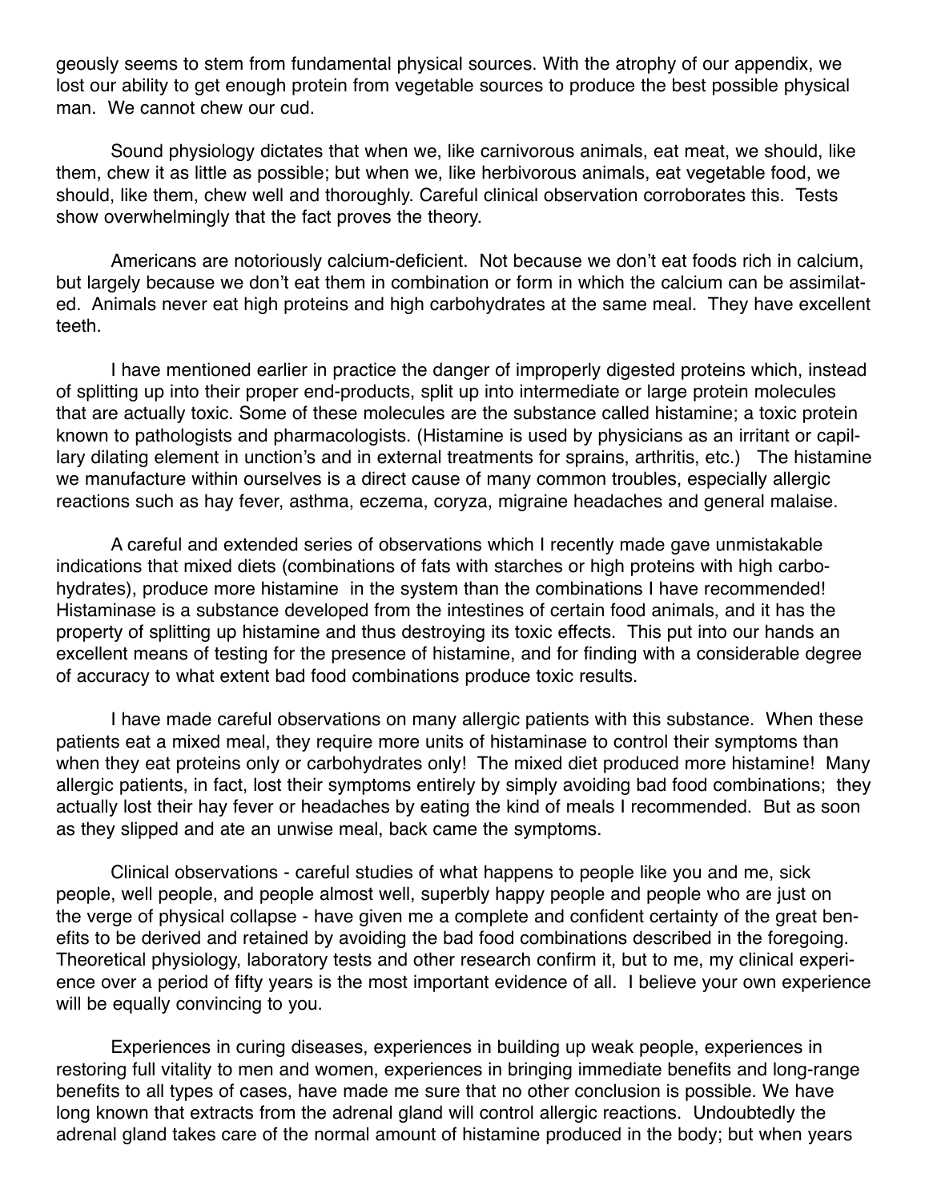geously seems to stem from fundamental physical sources. With the atrophy of our appendix, we lost our ability to get enough protein from vegetable sources to produce the best possible physical man. We cannot chew our cud.

Sound physiology dictates that when we, like carnivorous animals, eat meat, we should, like them, chew it as little as possible; but when we, like herbivorous animals, eat vegetable food, we should, like them, chew well and thoroughly. Careful clinical observation corroborates this. Tests show overwhelmingly that the fact proves the theory.

Americans are notoriously calcium-deficient. Not because we don't eat foods rich in calcium, but largely because we don't eat them in combination or form in which the calcium can be assimilated. Animals never eat high proteins and high carbohydrates at the same meal. They have excellent teeth.

I have mentioned earlier in practice the danger of improperly digested proteins which, instead of splitting up into their proper end-products, split up into intermediate or large protein molecules that are actually toxic. Some of these molecules are the substance called histamine; a toxic protein known to pathologists and pharmacologists. (Histamine is used by physicians as an irritant or capillary dilating element in unction's and in external treatments for sprains, arthritis, etc.) The histamine we manufacture within ourselves is a direct cause of many common troubles, especially allergic reactions such as hay fever, asthma, eczema, coryza, migraine headaches and general malaise.

A careful and extended series of observations which I recently made gave unmistakable indications that mixed diets (combinations of fats with starches or high proteins with high carbohydrates), produce more histamine in the system than the combinations I have recommended! Histaminase is a substance developed from the intestines of certain food animals, and it has the property of splitting up histamine and thus destroying its toxic effects. This put into our hands an excellent means of testing for the presence of histamine, and for finding with a considerable degree of accuracy to what extent bad food combinations produce toxic results.

I have made careful observations on many allergic patients with this substance. When these patients eat a mixed meal, they require more units of histaminase to control their symptoms than when they eat proteins only or carbohydrates only! The mixed diet produced more histamine! Many allergic patients, in fact, lost their symptoms entirely by simply avoiding bad food combinations; they actually lost their hay fever or headaches by eating the kind of meals I recommended. But as soon as they slipped and ate an unwise meal, back came the symptoms.

Clinical observations - careful studies of what happens to people like you and me, sick people, well people, and people almost well, superbly happy people and people who are just on the verge of physical collapse - have given me a complete and confident certainty of the great benefits to be derived and retained by avoiding the bad food combinations described in the foregoing. Theoretical physiology, laboratory tests and other research confirm it, but to me, my clinical experience over a period of fifty years is the most important evidence of all. I believe your own experience will be equally convincing to you.

Experiences in curing diseases, experiences in building up weak people, experiences in restoring full vitality to men and women, experiences in bringing immediate benefits and long-range benefits to all types of cases, have made me sure that no other conclusion is possible. We have long known that extracts from the adrenal gland will control allergic reactions. Undoubtedly the adrenal gland takes care of the normal amount of histamine produced in the body; but when years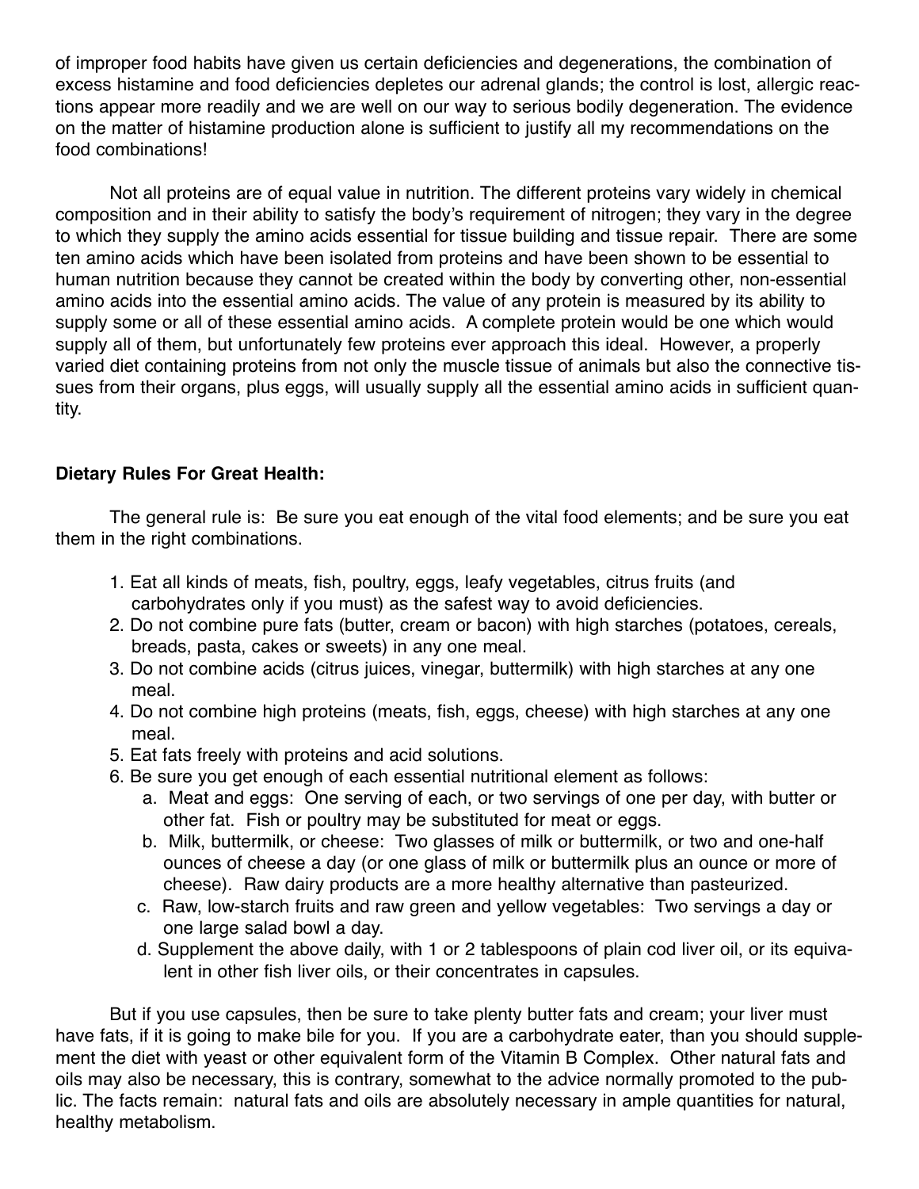of improper food habits have given us certain deficiencies and degenerations, the combination of excess histamine and food deficiencies depletes our adrenal glands; the control is lost, allergic reactions appear more readily and we are well on our way to serious bodily degeneration. The evidence on the matter of histamine production alone is sufficient to justify all my recommendations on the food combinations!

Not all proteins are of equal value in nutrition. The different proteins vary widely in chemical composition and in their ability to satisfy the body's requirement of nitrogen; they vary in the degree to which they supply the amino acids essential for tissue building and tissue repair. There are some ten amino acids which have been isolated from proteins and have been shown to be essential to human nutrition because they cannot be created within the body by converting other, non-essential amino acids into the essential amino acids. The value of any protein is measured by its ability to supply some or all of these essential amino acids. A complete protein would be one which would supply all of them, but unfortunately few proteins ever approach this ideal. However, a properly varied diet containing proteins from not only the muscle tissue of animals but also the connective tissues from their organs, plus eggs, will usually supply all the essential amino acids in sufficient quantity.

**Dietary Rules For Great Health:**

The general rule is: Be sure you eat enough of the vital food elements; and be sure you eat them in the right combinations.

1. Eat all kinds of meats, fish, poultry, eggs, leafy vegetables, citrus fruits (and carbohydrates only if you must) as the safest way to avoid deficiencies.
2. Do not combine pure fats (butter, cream or bacon) with high starches (potatoes, cereals, breads, pasta, cakes or sweets) in any one meal.
3. Do not combine acids (citrus juices, vinegar, buttermilk) with high starches at any one meal.
4. Do not combine high proteins (meats, fish, eggs, cheese) with high starches at any one meal.
5. Eat fats freely with proteins and acid solutions.
6. Be sure you get enough of each essential nutritional element as follows:
   a. Meat and eggs: One serving of each, or two servings of one per day, with butter or other fat. Fish or poultry may be substituted for meat or eggs.
   b. Milk, buttermilk, or cheese: Two glasses of milk or buttermilk, or two and one-half ounces of cheese a day (or one glass of milk or buttermilk plus an ounce or more of cheese). Raw dairy products are a more healthy alternative than pasteurized.
   c. Raw, low-starch fruits and raw green and yellow vegetables: Two servings a day or one large salad bowl a day.
   d. Supplement the above daily, with 1 or 2 tablespoons of plain cod liver oil, or its equivalent in other fish liver oils, or their concentrates in capsules.

But if you use capsules, then be sure to take plenty butter fats and cream; your liver must have fats, if it is going to make bile for you. If you are a carbohydrate eater, than you should supplement the diet with yeast or other equivalent form of the Vitamin B Complex. Other natural fats and oils may also be necessary, this is contrary, somewhat to the advice normally promoted to the public. The facts remain: natural fats and oils are absolutely necessary in ample quantities for natural, healthy metabolism.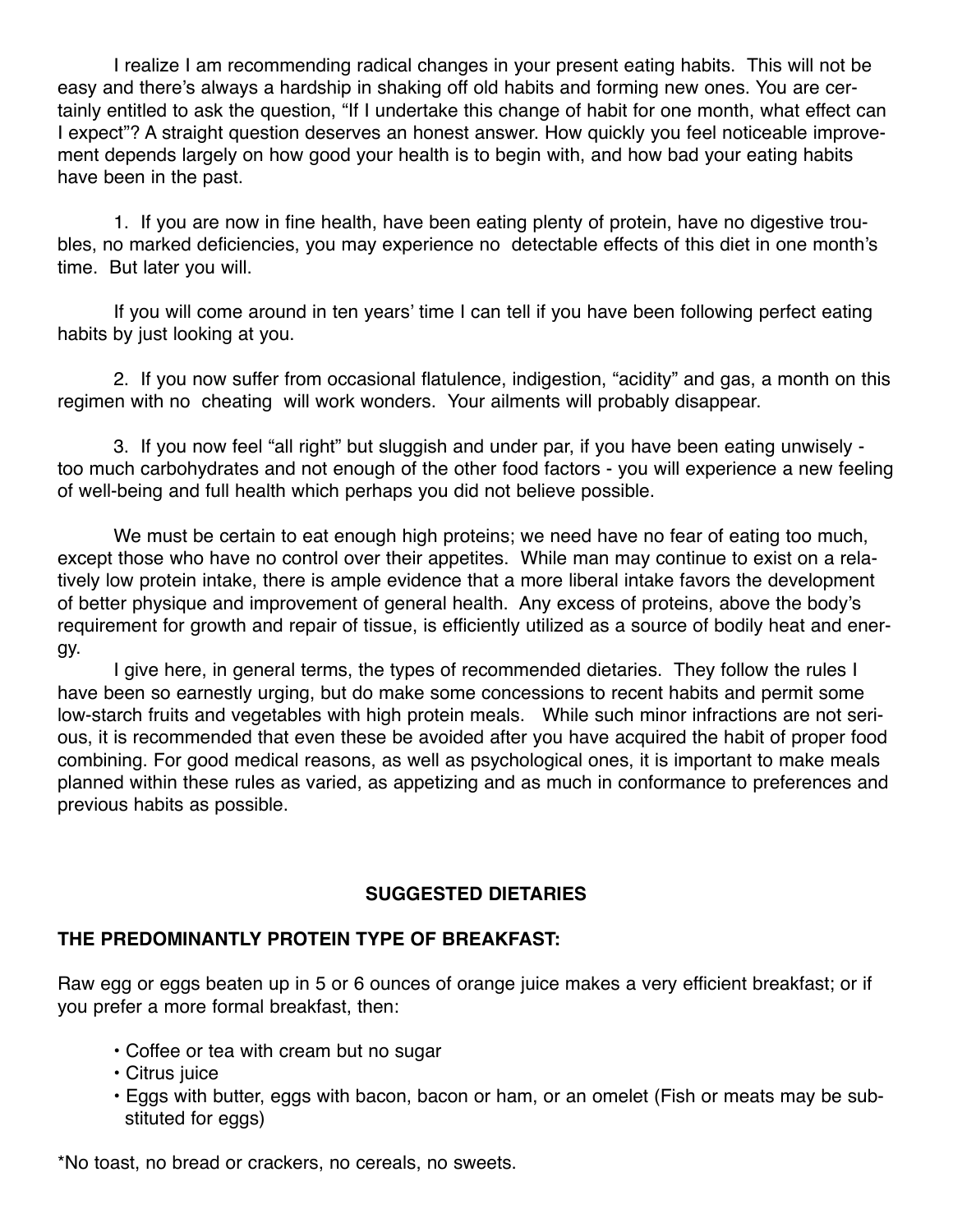I realize I am recommending radical changes in your present eating habits. This will not be easy and there's always a hardship in shaking off old habits and forming new ones. You are certainly entitled to ask the question, "If I undertake this change of habit for one month, what effect can I expect"? A straight question deserves an honest answer. How quickly you feel noticeable improvement depends largely on how good your health is to begin with, and how bad your eating habits have been in the past.

1. If you are now in fine health, have been eating plenty of protein, have no digestive troubles, no marked deficiencies, you may experience no detectable effects of this diet in one month's time. But later you will.

If you will come around in ten years' time I can tell if you have been following perfect eating habits by just looking at you.

2. If you now suffer from occasional flatulence, indigestion, "acidity" and gas, a month on this regimen with no cheating will work wonders. Your ailments will probably disappear.

3. If you now feel "all right" but sluggish and under par, if you have been eating unwisely - too much carbohydrates and not enough of the other food factors - you will experience a new feeling of well-being and full health which perhaps you did not believe possible.

We must be certain to eat enough high proteins; we need have no fear of eating too much, except those who have no control over their appetites. While man may continue to exist on a relatively low protein intake, there is ample evidence that a more liberal intake favors the development of better physique and improvement of general health. Any excess of proteins, above the body's requirement for growth and repair of tissue, is efficiently utilized as a source of bodily heat and energy.

I give here, in general terms, the types of recommended dietaries. They follow the rules I have been so earnestly urging, but do make some concessions to recent habits and permit some low-starch fruits and vegetables with high protein meals. While such minor infractions are not serious, it is recommended that even these be avoided after you have acquired the habit of proper food combining. For good medical reasons, as well as psychological ones, it is important to make meals planned within these rules as varied, as appetizing and as much in conformance to preferences and previous habits as possible.

## SUGGESTED DIETARIES

### THE PREDOMINANTLY PROTEIN TYPE OF BREAKFAST:

Raw egg or eggs beaten up in 5 or 6 ounces of orange juice makes a very efficient breakfast; or if you prefer a more formal breakfast, then:

- Coffee or tea with cream but no sugar
- Citrus juice
- Eggs with butter, eggs with bacon, bacon or ham, or an omelet (Fish or meats may be substituted for eggs)

*No toast, no bread or crackers, no cereals, no sweets.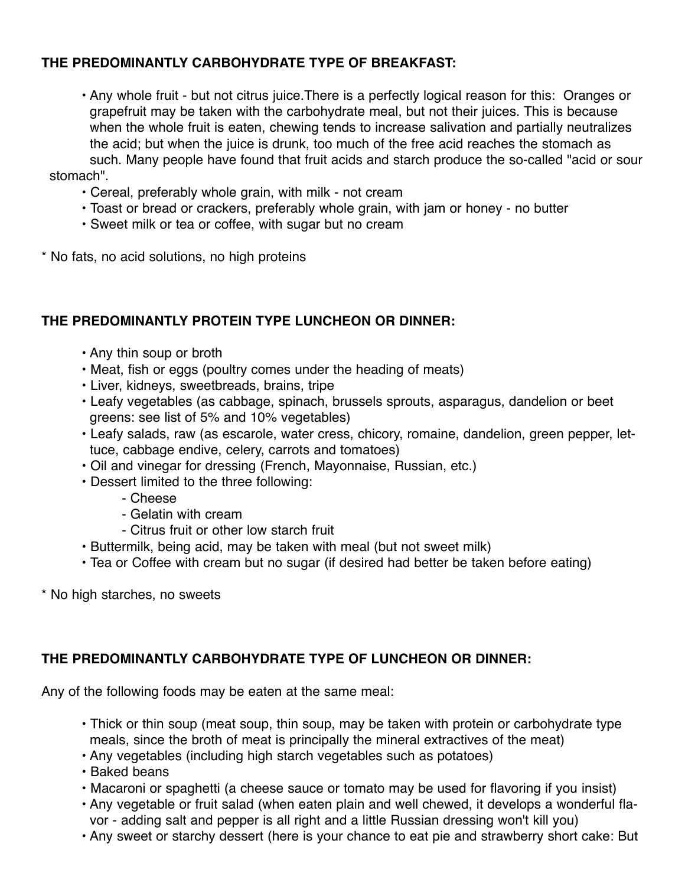**THE PREDOMINANTLY CARBOHYDRATE TYPE OF BREAKFAST:**

- Any whole fruit - but not citrus juice.There is a perfectly logical reason for this: Oranges or grapefruit may be taken with the carbohydrate meal, but not their juices. This is because when the whole fruit is eaten, chewing tends to increase salivation and partially neutralizes the acid; but when the juice is drunk, too much of the free acid reaches the stomach as such. Many people have found that fruit acids and starch produce the so-called "acid or sour stomach".
- Cereal, preferably whole grain, with milk - not cream
- Toast or bread or crackers, preferably whole grain, with jam or honey - no butter
- Sweet milk or tea or coffee, with sugar but no cream

\* No fats, no acid solutions, no high proteins

**THE PREDOMINANTLY PROTEIN TYPE LUNCHEON OR DINNER:**

- Any thin soup or broth
- Meat, fish or eggs (poultry comes under the heading of meats)
- Liver, kidneys, sweetbreads, brains, tripe
- Leafy vegetables (as cabbage, spinach, brussels sprouts, asparagus, dandelion or beet greens: see list of 5% and 10% vegetables)
- Leafy salads, raw (as escarole, water cress, chicory, romaine, dandelion, green pepper, lettuce, cabbage endive, celery, carrots and tomatoes)
- Oil and vinegar for dressing (French, Mayonnaise, Russian, etc.)
- Dessert limited to the three following:
  - Cheese
  - Gelatin with cream
  - Citrus fruit or other low starch fruit
- Buttermilk, being acid, may be taken with meal (but not sweet milk)
- Tea or Coffee with cream but no sugar (if desired had better be taken before eating)

\* No high starches, no sweets

**THE PREDOMINANTLY CARBOHYDRATE TYPE OF LUNCHEON OR DINNER:**

Any of the following foods may be eaten at the same meal:

- Thick or thin soup (meat soup, thin soup, may be taken with protein or carbohydrate type meals, since the broth of meat is principally the mineral extractives of the meat)
- Any vegetables (including high starch vegetables such as potatoes)
- Baked beans
- Macaroni or spaghetti (a cheese sauce or tomato may be used for flavoring if you insist)
- Any vegetable or fruit salad (when eaten plain and well chewed, it develops a wonderful flavor - adding salt and pepper is all right and a little Russian dressing won't kill you)
- Any sweet or starchy dessert (here is your chance to eat pie and strawberry short cake: But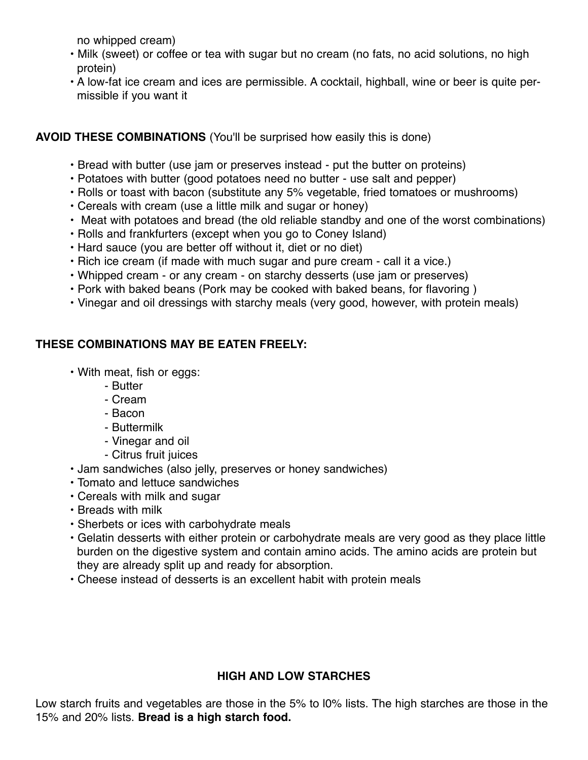no whipped cream)

- Milk (sweet) or coffee or tea with sugar but no cream (no fats, no acid solutions, no high protein)
- A low-fat ice cream and ices are permissible. A cocktail, highball, wine or beer is quite permissible if you want it

**AVOID THESE COMBINATIONS** (You'll be surprised how easily this is done)

- Bread with butter (use jam or preserves instead - put the butter on proteins)
- Potatoes with butter (good potatoes need no butter - use salt and pepper)
- Rolls or toast with bacon (substitute any 5% vegetable, fried tomatoes or mushrooms)
- Cereals with cream (use a little milk and sugar or honey)
- Meat with potatoes and bread (the old reliable standby and one of the worst combinations)
- Rolls and frankfurters (except when you go to Coney Island)
- Hard sauce (you are better off without it, diet or no diet)
- Rich ice cream (if made with much sugar and pure cream - call it a vice.)
- Whipped cream - or any cream - on starchy desserts (use jam or preserves)
- Pork with baked beans (Pork may be cooked with baked beans, for flavoring )
- Vinegar and oil dressings with starchy meals (very good, however, with protein meals)

**THESE COMBINATIONS MAY BE EATEN FREELY:**

- With meat, fish or eggs:
  - Butter
  - Cream
  - Bacon
  - Buttermilk
  - Vinegar and oil
  - Citrus fruit juices
- Jam sandwiches (also jelly, preserves or honey sandwiches)
- Tomato and lettuce sandwiches
- Cereals with milk and sugar
- Breads with milk
- Sherbets or ices with carbohydrate meals
- Gelatin desserts with either protein or carbohydrate meals are very good as they place little burden on the digestive system and contain amino acids. The amino acids are protein but they are already split up and ready for absorption.
- Cheese instead of desserts is an excellent habit with protein meals

## HIGH AND LOW STARCHES

Low starch fruits and vegetables are those in the 5% to l0% lists. The high starches are those in the 15% and 20% lists. **Bread is a high starch food.**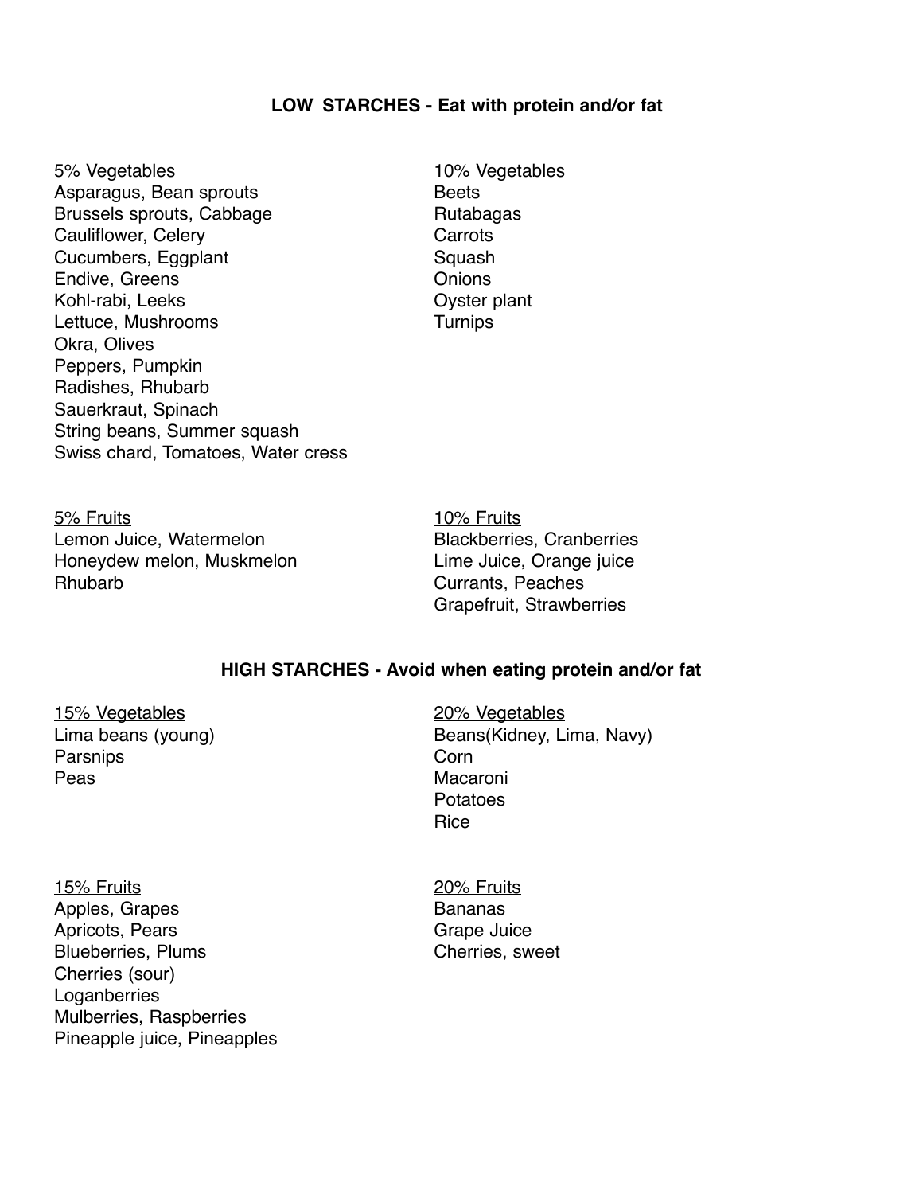## LOW STARCHES - Eat with protein and/or fat

5% Vegetables

Asparagus, Bean sprouts
Brussels sprouts, Cabbage
Cauliflower, Celery
Cucumbers, Eggplant
Endive, Greens
Kohl-rabi, Leeks
Lettuce, Mushrooms
Okra, Olives
Peppers, Pumpkin
Radishes, Rhubarb
Sauerkraut, Spinach
String beans, Summer squash
Swiss chard, Tomatoes, Water cress

10% Vegetables

Beets
Rutabagas
Carrots
Squash
Onions
Oyster plant
Turnips

5% Fruits

Lemon Juice, Watermelon
Honeydew melon, Muskmelon
Rhubarb

10% Fruits

Blackberries, Cranberries
Lime Juice, Orange juice
Currants, Peaches
Grapefruit, Strawberries

## HIGH STARCHES - Avoid when eating protein and/or fat

15% Vegetables

Lima beans (young)
Parsnips
Peas

20% Vegetables

Beans(Kidney, Lima, Navy)
Corn
Macaroni
Potatoes
Rice

15% Fruits

Apples, Grapes
Apricots, Pears
Blueberries, Plums
Cherries (sour)
Loganberries
Mulberries, Raspberries
Pineapple juice, Pineapples

20% Fruits

Bananas
Grape Juice
Cherries, sweet